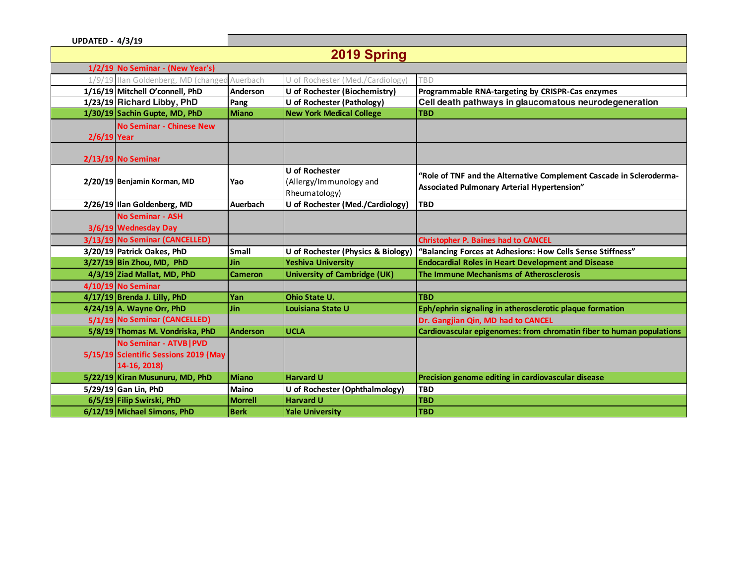UPDATED - 4/3/19

## 2019 Spring

| Date | Speaker | Host | Institution | Title |
|---|---|---|---|---|
| 1/2/19 | No Seminar - (New Year's) | | | |
| 1/9/19 | Ilan Goldenberg, MD (changed | Auerbach | U of Rochester (Med./Cardiology) | TBD |
| 1/16/19 | Mitchell O'connell, PhD | Anderson | U of Rochester (Biochemistry) | Programmable RNA-targeting by CRISPR-Cas enzymes |
| 1/23/19 | Richard Libby, PhD | Pang | U of Rochester (Pathology) | Cell death pathways in glaucomatous neurodegeneration |
| 1/30/19 | Sachin Gupte, MD, PhD | Miano | New York Medical College | TBD |
| 2/6/19 | No Seminar - Chinese New Year | | | |
| 2/13/19 | No Seminar | | | |
| 2/20/19 | Benjamin Korman, MD | Yao | U of Rochester (Allergy/Immunology and Rheumatology) | "Role of TNF and the Alternative Complement Cascade in Scleroderma-Associated Pulmonary Arterial Hypertension" |
| 2/26/19 | Ilan Goldenberg, MD | Auerbach | U of Rochester (Med./Cardiology) | TBD |
| 3/6/19 | No Seminar - ASH Wednesday Day | | | |
| 3/13/19 | No Seminar (CANCELLED) | | | Christopher P. Baines had to CANCEL |
| 3/20/19 | Patrick Oakes, PhD | Small | U of Rochester (Physics & Biology) | "Balancing Forces at Adhesions: How Cells Sense Stiffness" |
| 3/27/19 | Bin Zhou, MD, PhD | Jin | Yeshiva University | Endocardial Roles in Heart Development and Disease |
| 4/3/19 | Ziad Mallat, MD, PhD | Cameron | University of Cambridge (UK) | The Immune Mechanisms of Atherosclerosis |
| 4/10/19 | No Seminar | | | |
| 4/17/19 | Brenda J. Lilly, PhD | Yan | Ohio State U. | TBD |
| 4/24/19 | A. Wayne Orr, PhD | Jin | Louisiana State U | Eph/ephrin signaling in atherosclerotic plaque formation |
| 5/1/19 | No Seminar (CANCELLED) | | | Dr. Gangjian Qin, MD had to CANCEL |
| 5/8/19 | Thomas M. Vondriska, PhD | Anderson | UCLA | Cardiovascular epigenomes: from chromatin fiber to human populations |
| 5/15/19 | No Seminar - ATVB\|PVD Scientific Sessions 2019 (May 14-16, 2018) | | | |
| 5/22/19 | Kiran Musunuru, MD, PhD | Miano | Harvard U | Precision genome editing in cardiovascular disease |
| 5/29/19 | Gan Lin, PhD | Maino | U of Rochester (Ophthalmology) | TBD |
| 6/5/19 | Filip Swirski, PhD | Morrell | Harvard U | TBD |
| 6/12/19 | Michael Simons, PhD | Berk | Yale University | TBD |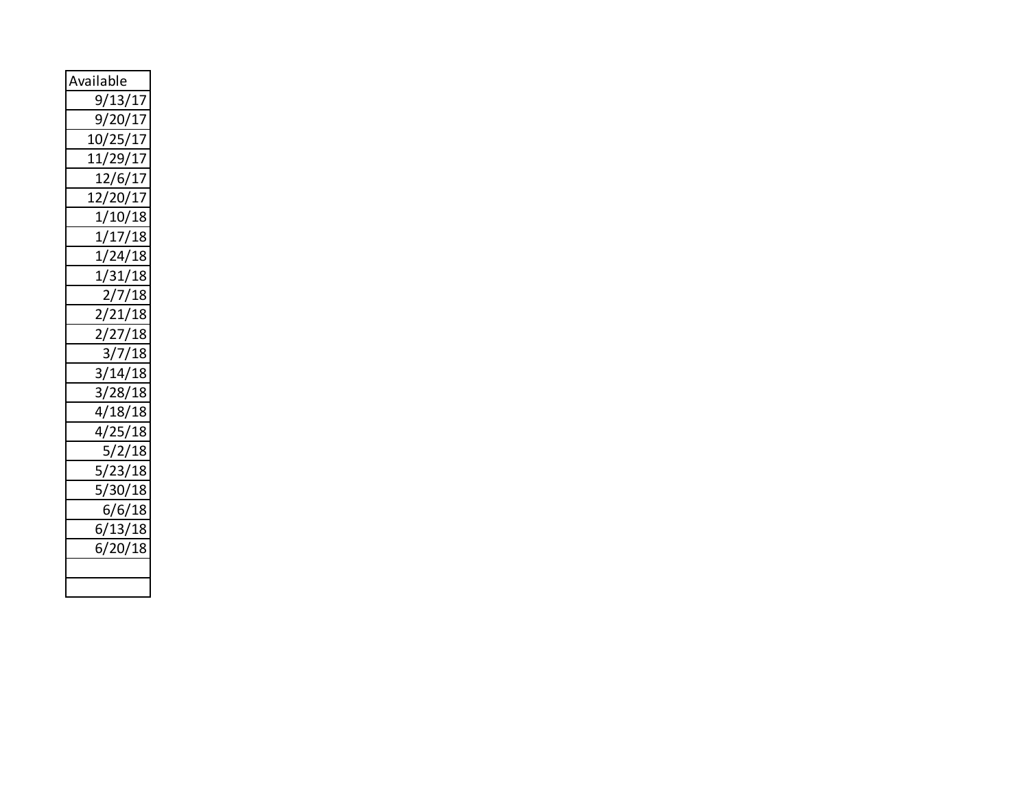| Available |
|---|
| 9/13/17 |
| 9/20/17 |
| 10/25/17 |
| 11/29/17 |
| 12/6/17 |
| 12/20/17 |
| 1/10/18 |
| 1/17/18 |
| 1/24/18 |
| 1/31/18 |
| 2/7/18 |
| 2/21/18 |
| 2/27/18 |
| 3/7/18 |
| 3/14/18 |
| 3/28/18 |
| 4/18/18 |
| 4/25/18 |
| 5/2/18 |
| 5/23/18 |
| 5/30/18 |
| 6/6/18 |
| 6/13/18 |
| 6/20/18 |
| |
| |